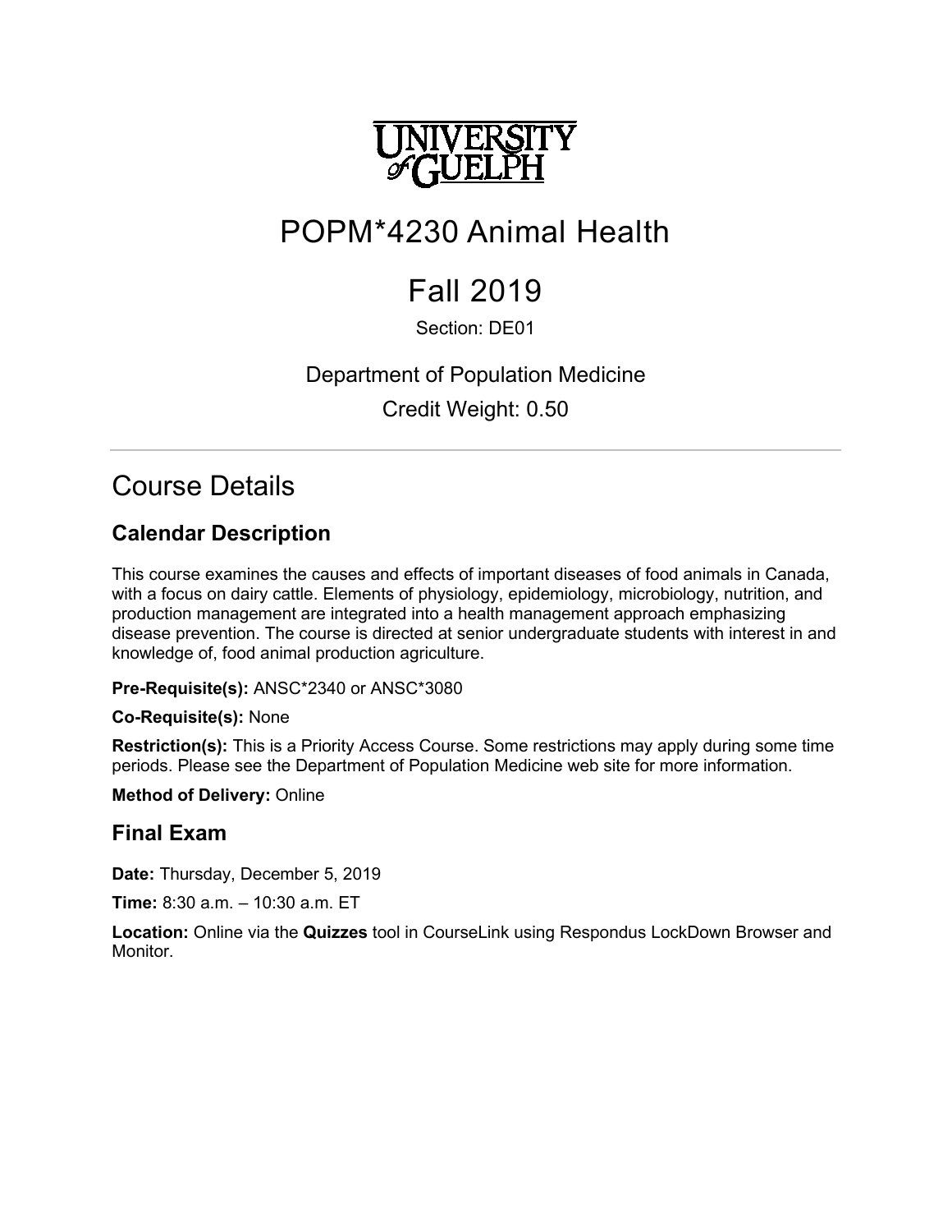# POPM*4230 Animal Health

# Fall 2019

Section: DE01

Department of Population Medicine

Credit Weight: 0.50

## Course Details

### Calendar Description

This course examines the causes and effects of important diseases of food animals in Canada, with a focus on dairy cattle. Elements of physiology, epidemiology, microbiology, nutrition, and production management are integrated into a health management approach emphasizing disease prevention. The course is directed at senior undergraduate students with interest in and knowledge of, food animal production agriculture.

**Pre-Requisite(s):** ANSC*2340 or ANSC*3080

**Co-Requisite(s):** None

**Restriction(s):** This is a Priority Access Course. Some restrictions may apply during some time periods. Please see the Department of Population Medicine web site for more information.

**Method of Delivery:** Online

### Final Exam

**Date:** Thursday, December 5, 2019

**Time:** 8:30 a.m. – 10:30 a.m. ET

**Location:** Online via the **Quizzes** tool in CourseLink using Respondus LockDown Browser and Monitor.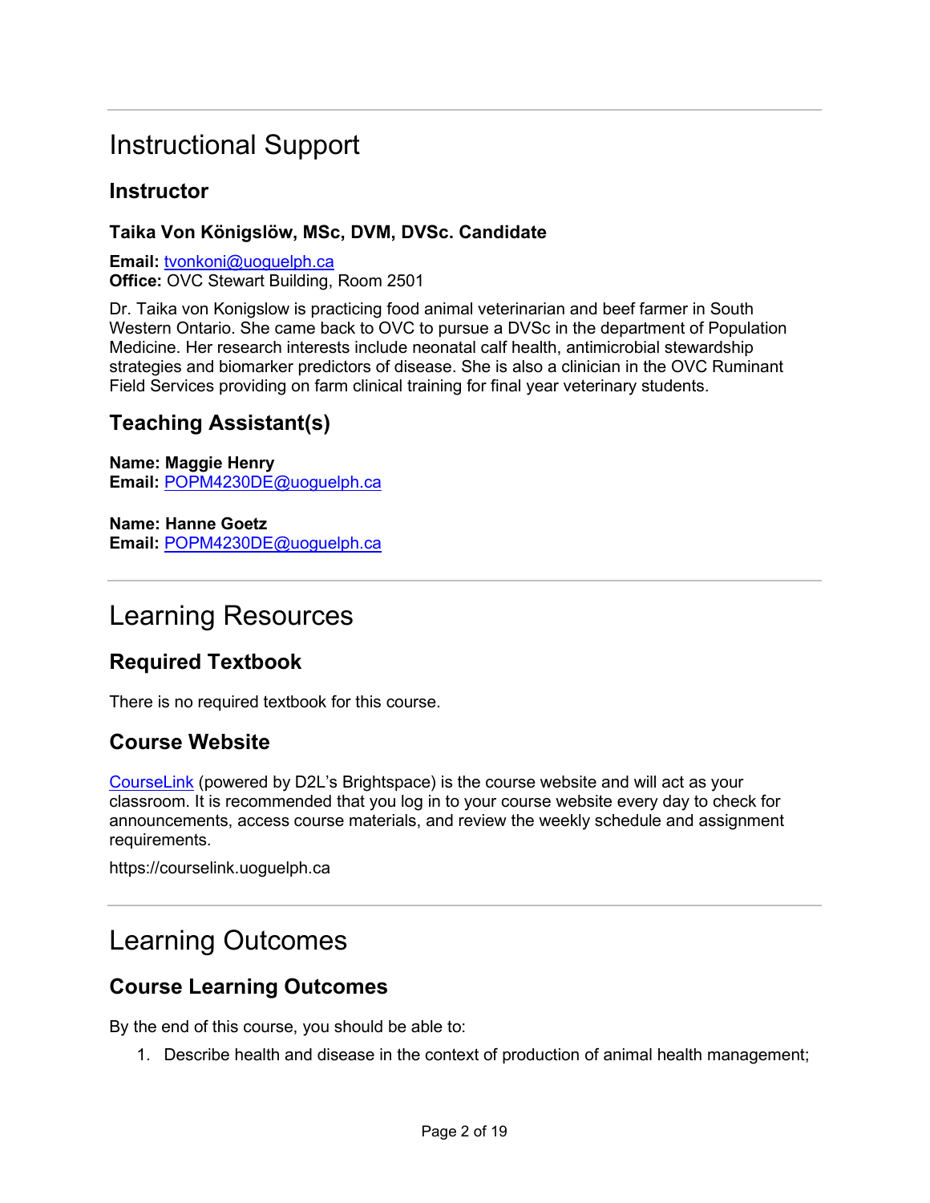# Instructional Support

## Instructor

### Taika Von Königslöw, MSc, DVM, DVSc. Candidate

**Email:** [tvonkoni@uoguelph.ca](mailto:tvonkoni@uoguelph.ca)
**Office:** OVC Stewart Building, Room 2501

Dr. Taika von Konigslow is practicing food animal veterinarian and beef farmer in South Western Ontario. She came back to OVC to pursue a DVSc in the department of Population Medicine. Her research interests include neonatal calf health, antimicrobial stewardship strategies and biomarker predictors of disease. She is also a clinician in the OVC Ruminant Field Services providing on farm clinical training for final year veterinary students.

## Teaching Assistant(s)

**Name: Maggie Henry**
**Email:** [POPM4230DE@uoguelph.ca](mailto:POPM4230DE@uoguelph.ca)

**Name: Hanne Goetz**
**Email:** [POPM4230DE@uoguelph.ca](mailto:POPM4230DE@uoguelph.ca)

# Learning Resources

## Required Textbook

There is no required textbook for this course.

## Course Website

[CourseLink](https://courselink.uoguelph.ca) (powered by D2L's Brightspace) is the course website and will act as your classroom. It is recommended that you log in to your course website every day to check for announcements, access course materials, and review the weekly schedule and assignment requirements.

https://courselink.uoguelph.ca

# Learning Outcomes

## Course Learning Outcomes

By the end of this course, you should be able to:

1. Describe health and disease in the context of production of animal health management;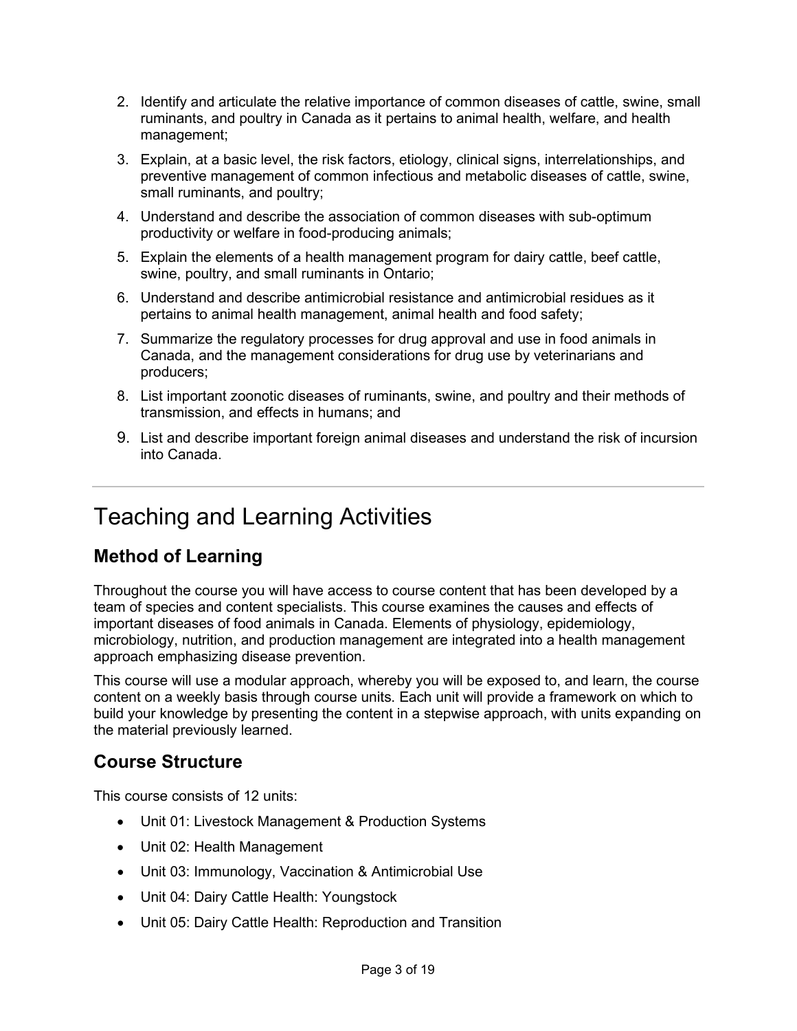2. Identify and articulate the relative importance of common diseases of cattle, swine, small ruminants, and poultry in Canada as it pertains to animal health, welfare, and health management;
3. Explain, at a basic level, the risk factors, etiology, clinical signs, interrelationships, and preventive management of common infectious and metabolic diseases of cattle, swine, small ruminants, and poultry;
4. Understand and describe the association of common diseases with sub-optimum productivity or welfare in food-producing animals;
5. Explain the elements of a health management program for dairy cattle, beef cattle, swine, poultry, and small ruminants in Ontario;
6. Understand and describe antimicrobial resistance and antimicrobial residues as it pertains to animal health management, animal health and food safety;
7. Summarize the regulatory processes for drug approval and use in food animals in Canada, and the management considerations for drug use by veterinarians and producers;
8. List important zoonotic diseases of ruminants, swine, and poultry and their methods of transmission, and effects in humans; and
9. List and describe important foreign animal diseases and understand the risk of incursion into Canada.

---

# Teaching and Learning Activities

## Method of Learning

Throughout the course you will have access to course content that has been developed by a team of species and content specialists. This course examines the causes and effects of important diseases of food animals in Canada. Elements of physiology, epidemiology, microbiology, nutrition, and production management are integrated into a health management approach emphasizing disease prevention.

This course will use a modular approach, whereby you will be exposed to, and learn, the course content on a weekly basis through course units. Each unit will provide a framework on which to build your knowledge by presenting the content in a stepwise approach, with units expanding on the material previously learned.

## Course Structure

This course consists of 12 units:

- Unit 01: Livestock Management & Production Systems
- Unit 02: Health Management
- Unit 03: Immunology, Vaccination & Antimicrobial Use
- Unit 04: Dairy Cattle Health: Youngstock
- Unit 05: Dairy Cattle Health: Reproduction and Transition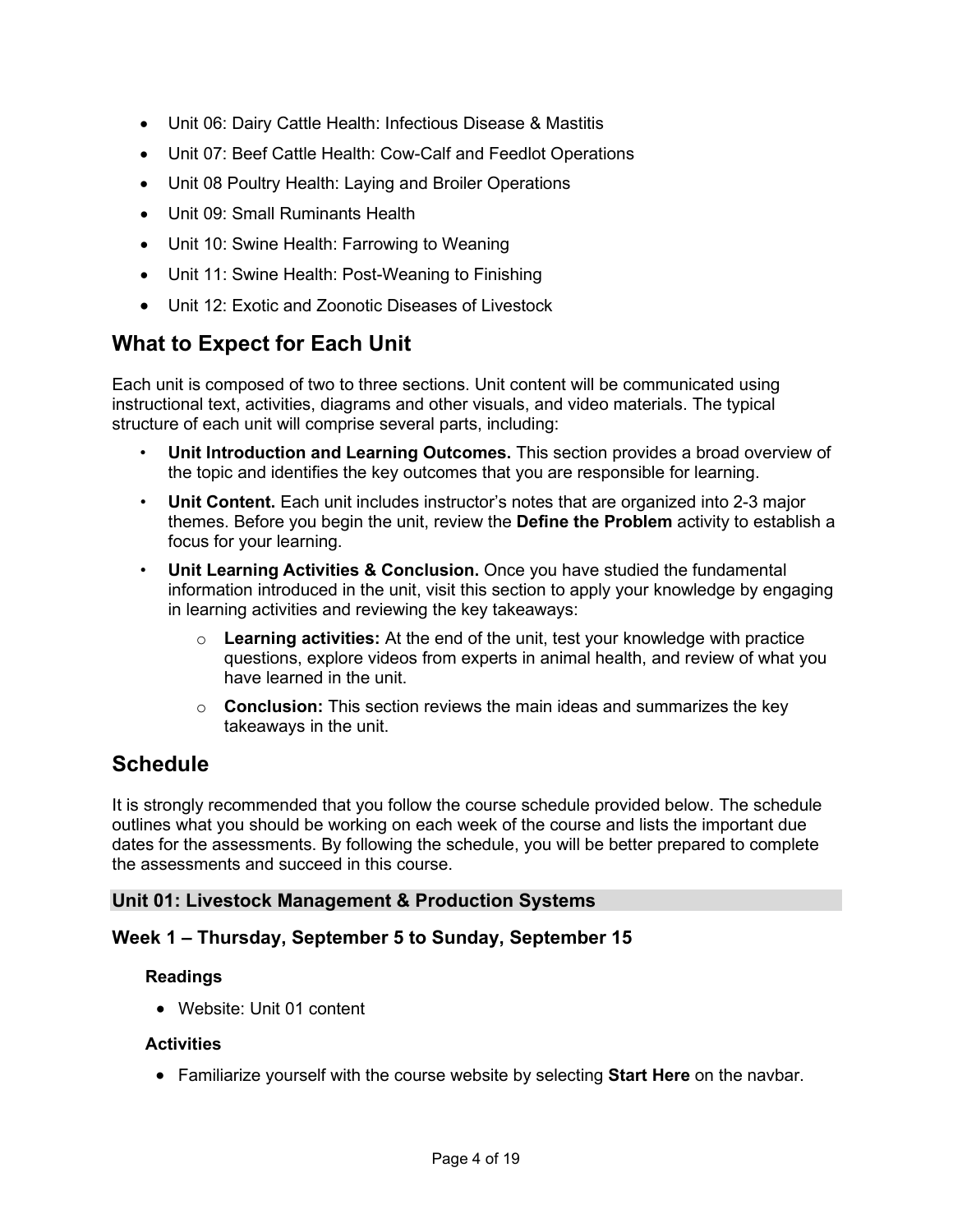- Unit 06: Dairy Cattle Health: Infectious Disease & Mastitis
- Unit 07: Beef Cattle Health: Cow-Calf and Feedlot Operations
- Unit 08 Poultry Health: Laying and Broiler Operations
- Unit 09: Small Ruminants Health
- Unit 10: Swine Health: Farrowing to Weaning
- Unit 11: Swine Health: Post-Weaning to Finishing
- Unit 12: Exotic and Zoonotic Diseases of Livestock

## What to Expect for Each Unit

Each unit is composed of two to three sections. Unit content will be communicated using instructional text, activities, diagrams and other visuals, and video materials. The typical structure of each unit will comprise several parts, including:

- **Unit Introduction and Learning Outcomes.** This section provides a broad overview of the topic and identifies the key outcomes that you are responsible for learning.
- **Unit Content.** Each unit includes instructor's notes that are organized into 2-3 major themes. Before you begin the unit, review the **Define the Problem** activity to establish a focus for your learning.
- **Unit Learning Activities & Conclusion.** Once you have studied the fundamental information introduced in the unit, visit this section to apply your knowledge by engaging in learning activities and reviewing the key takeaways:
  - **Learning activities:** At the end of the unit, test your knowledge with practice questions, explore videos from experts in animal health, and review of what you have learned in the unit.
  - **Conclusion:** This section reviews the main ideas and summarizes the key takeaways in the unit.

## Schedule

It is strongly recommended that you follow the course schedule provided below. The schedule outlines what you should be working on each week of the course and lists the important due dates for the assessments. By following the schedule, you will be better prepared to complete the assessments and succeed in this course.

### Unit 01: Livestock Management & Production Systems

### Week 1 – Thursday, September 5 to Sunday, September 15

#### Readings

- Website: Unit 01 content

#### Activities

- Familiarize yourself with the course website by selecting **Start Here** on the navbar.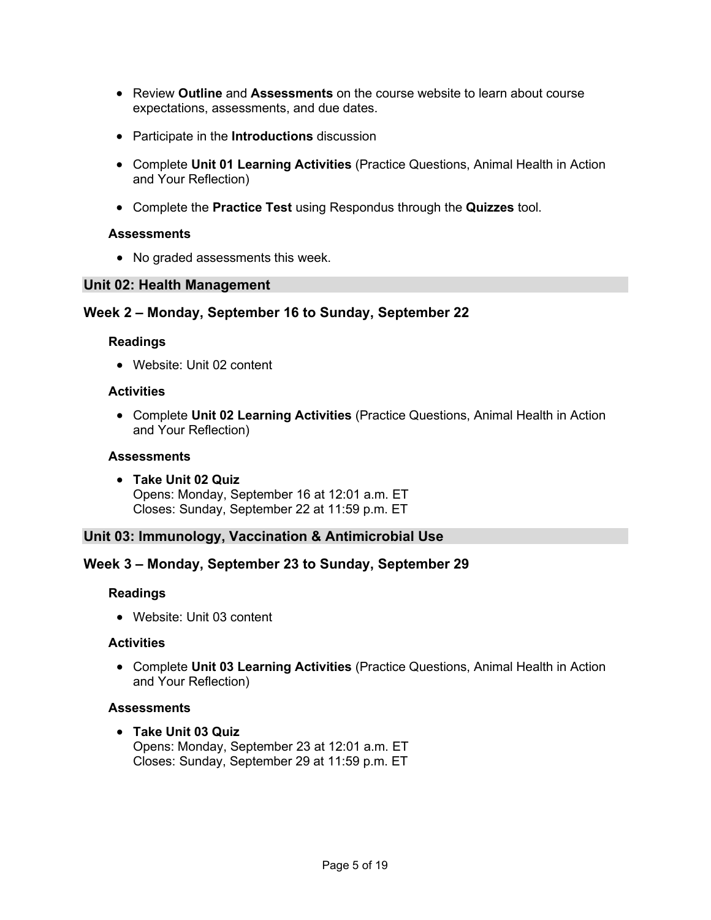- Review **Outline** and **Assessments** on the course website to learn about course expectations, assessments, and due dates.
- Participate in the **Introductions** discussion
- Complete **Unit 01 Learning Activities** (Practice Questions, Animal Health in Action and Your Reflection)
- Complete the **Practice Test** using Respondus through the **Quizzes** tool.

#### Assessments

- No graded assessments this week.

## Unit 02: Health Management

### Week 2 – Monday, September 16 to Sunday, September 22

#### Readings

- Website: Unit 02 content

#### Activities

- Complete **Unit 02 Learning Activities** (Practice Questions, Animal Health in Action and Your Reflection)

#### Assessments

- **Take Unit 02 Quiz**
  Opens: Monday, September 16 at 12:01 a.m. ET
  Closes: Sunday, September 22 at 11:59 p.m. ET

## Unit 03: Immunology, Vaccination & Antimicrobial Use

### Week 3 – Monday, September 23 to Sunday, September 29

#### Readings

- Website: Unit 03 content

#### Activities

- Complete **Unit 03 Learning Activities** (Practice Questions, Animal Health in Action and Your Reflection)

#### Assessments

- **Take Unit 03 Quiz**
  Opens: Monday, September 23 at 12:01 a.m. ET
  Closes: Sunday, September 29 at 11:59 p.m. ET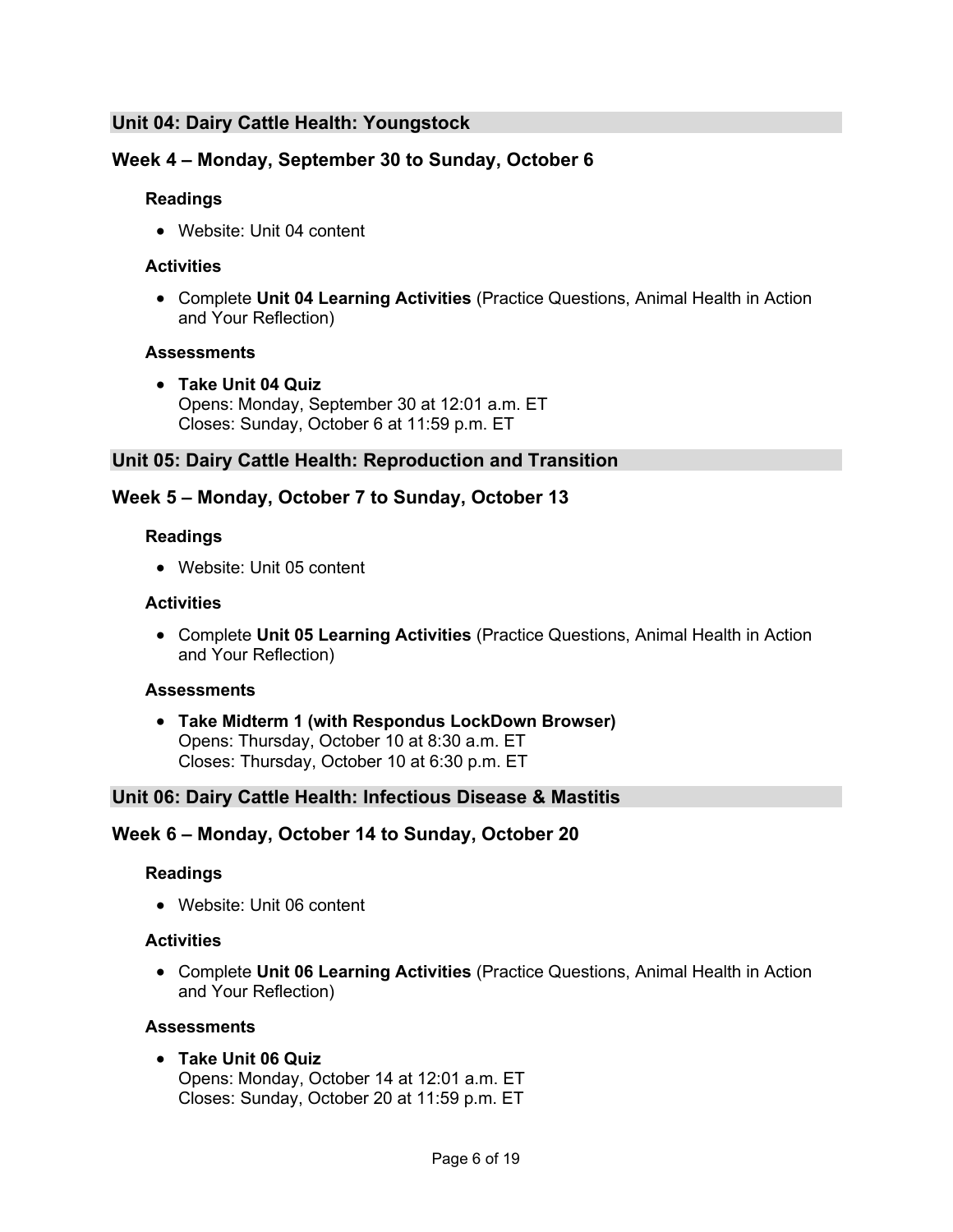## Unit 04: Dairy Cattle Health: Youngstock

### Week 4 – Monday, September 30 to Sunday, October 6

#### Readings

- Website: Unit 04 content

#### Activities

- Complete **Unit 04 Learning Activities** (Practice Questions, Animal Health in Action and Your Reflection)

#### Assessments

- **Take Unit 04 Quiz**
  Opens: Monday, September 30 at 12:01 a.m. ET
  Closes: Sunday, October 6 at 11:59 p.m. ET

## Unit 05: Dairy Cattle Health: Reproduction and Transition

### Week 5 – Monday, October 7 to Sunday, October 13

#### Readings

- Website: Unit 05 content

#### Activities

- Complete **Unit 05 Learning Activities** (Practice Questions, Animal Health in Action and Your Reflection)

#### Assessments

- **Take Midterm 1 (with Respondus LockDown Browser)**
  Opens: Thursday, October 10 at 8:30 a.m. ET
  Closes: Thursday, October 10 at 6:30 p.m. ET

## Unit 06: Dairy Cattle Health: Infectious Disease & Mastitis

### Week 6 – Monday, October 14 to Sunday, October 20

#### Readings

- Website: Unit 06 content

#### Activities

- Complete **Unit 06 Learning Activities** (Practice Questions, Animal Health in Action and Your Reflection)

#### Assessments

- **Take Unit 06 Quiz**
  Opens: Monday, October 14 at 12:01 a.m. ET
  Closes: Sunday, October 20 at 11:59 p.m. ET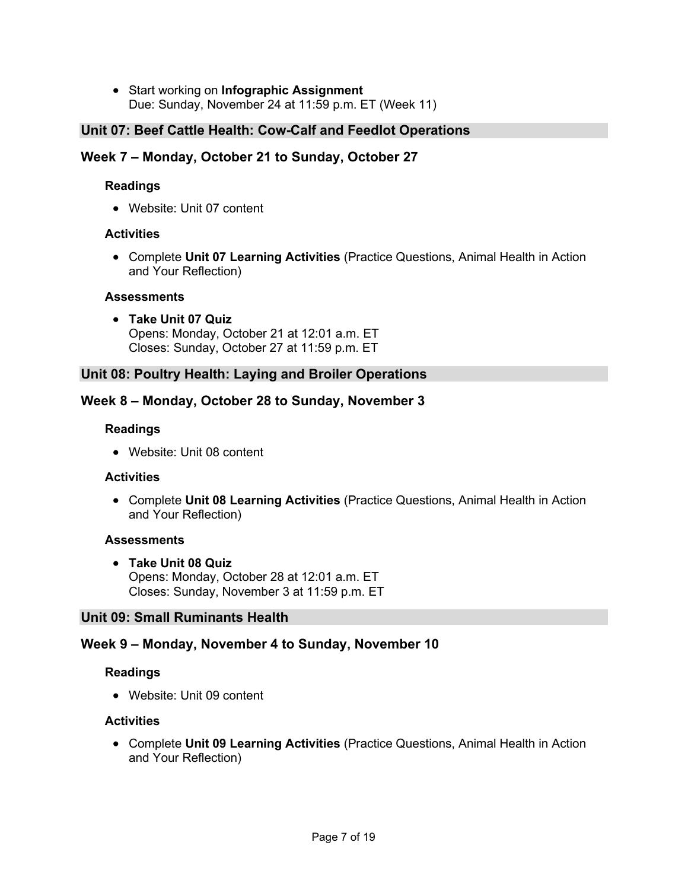- Start working on **Infographic Assignment**
  Due: Sunday, November 24 at 11:59 p.m. ET (Week 11)

## Unit 07: Beef Cattle Health: Cow-Calf and Feedlot Operations

### Week 7 – Monday, October 21 to Sunday, October 27

#### Readings

- Website: Unit 07 content

#### Activities

- Complete **Unit 07 Learning Activities** (Practice Questions, Animal Health in Action and Your Reflection)

#### Assessments

- **Take Unit 07 Quiz**
  Opens: Monday, October 21 at 12:01 a.m. ET
  Closes: Sunday, October 27 at 11:59 p.m. ET

## Unit 08: Poultry Health: Laying and Broiler Operations

### Week 8 – Monday, October 28 to Sunday, November 3

#### Readings

- Website: Unit 08 content

#### Activities

- Complete **Unit 08 Learning Activities** (Practice Questions, Animal Health in Action and Your Reflection)

#### Assessments

- **Take Unit 08 Quiz**
  Opens: Monday, October 28 at 12:01 a.m. ET
  Closes: Sunday, November 3 at 11:59 p.m. ET

## Unit 09: Small Ruminants Health

### Week 9 – Monday, November 4 to Sunday, November 10

#### Readings

- Website: Unit 09 content

#### Activities

- Complete **Unit 09 Learning Activities** (Practice Questions, Animal Health in Action and Your Reflection)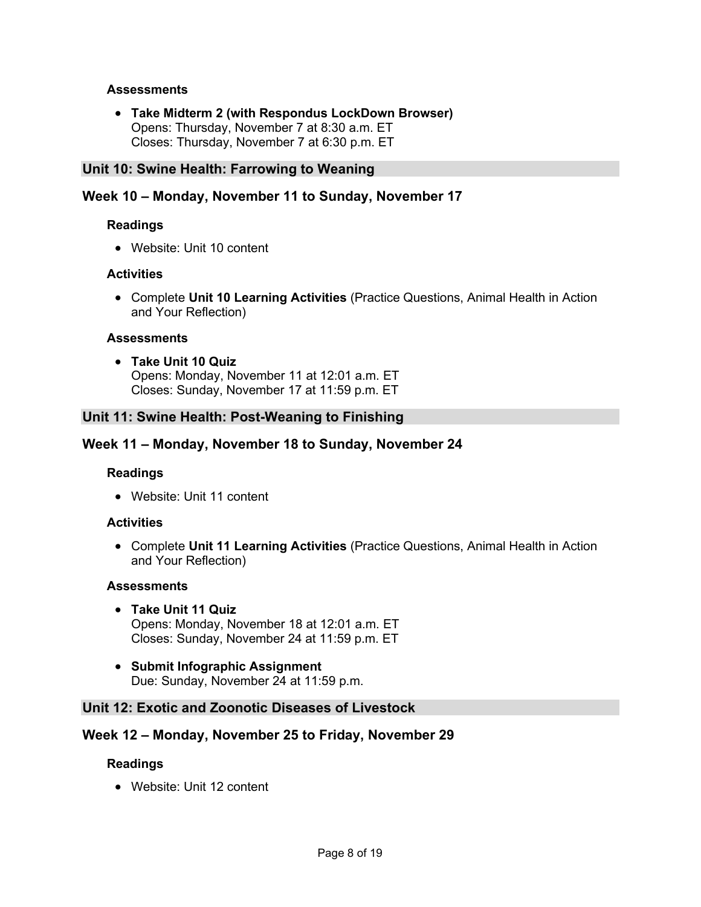#### Assessments

- **Take Midterm 2 (with Respondus LockDown Browser)**
  Opens: Thursday, November 7 at 8:30 a.m. ET
  Closes: Thursday, November 7 at 6:30 p.m. ET

## Unit 10: Swine Health: Farrowing to Weaning

### Week 10 – Monday, November 11 to Sunday, November 17

#### Readings

- Website: Unit 10 content

#### Activities

- Complete **Unit 10 Learning Activities** (Practice Questions, Animal Health in Action and Your Reflection)

#### Assessments

- **Take Unit 10 Quiz**
  Opens: Monday, November 11 at 12:01 a.m. ET
  Closes: Sunday, November 17 at 11:59 p.m. ET

## Unit 11: Swine Health: Post-Weaning to Finishing

### Week 11 – Monday, November 18 to Sunday, November 24

#### Readings

- Website: Unit 11 content

#### Activities

- Complete **Unit 11 Learning Activities** (Practice Questions, Animal Health in Action and Your Reflection)

#### Assessments

- **Take Unit 11 Quiz**
  Opens: Monday, November 18 at 12:01 a.m. ET
  Closes: Sunday, November 24 at 11:59 p.m. ET

- **Submit Infographic Assignment**
  Due: Sunday, November 24 at 11:59 p.m.

## Unit 12: Exotic and Zoonotic Diseases of Livestock

### Week 12 – Monday, November 25 to Friday, November 29

#### Readings

- Website: Unit 12 content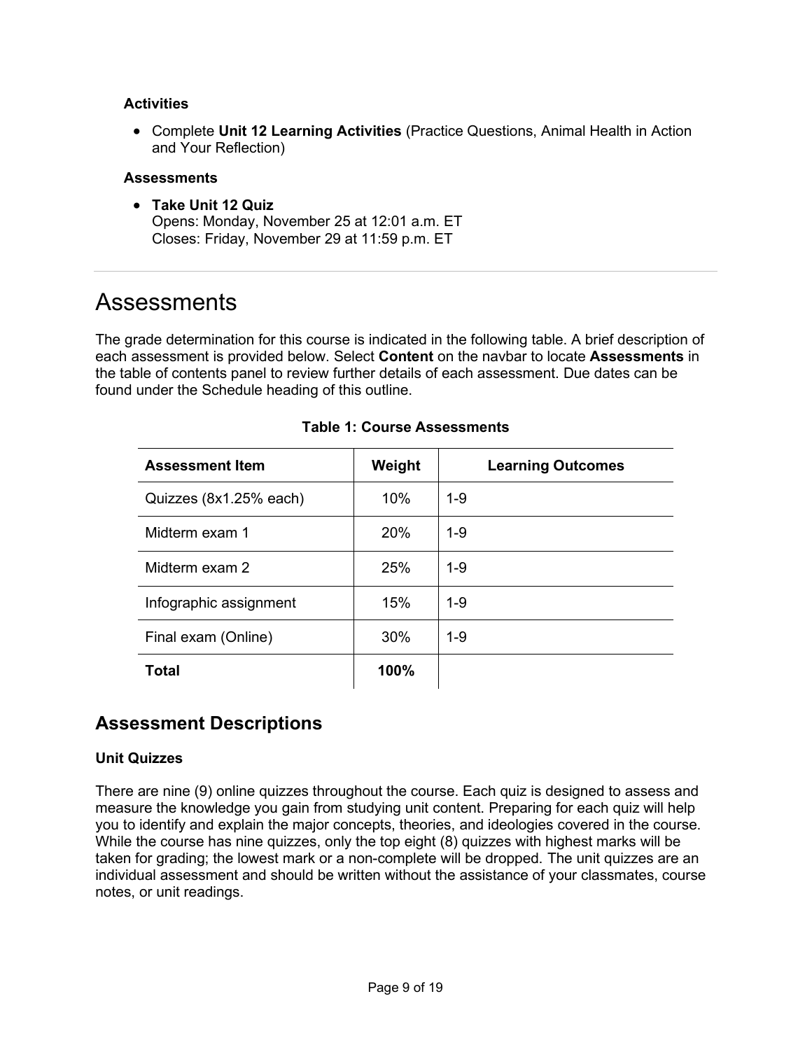#### Activities

- Complete **Unit 12 Learning Activities** (Practice Questions, Animal Health in Action and Your Reflection)

#### Assessments

- **Take Unit 12 Quiz**
  Opens: Monday, November 25 at 12:01 a.m. ET
  Closes: Friday, November 29 at 11:59 p.m. ET

---

# Assessments

The grade determination for this course is indicated in the following table. A brief description of each assessment is provided below. Select **Content** on the navbar to locate **Assessments** in the table of contents panel to review further details of each assessment. Due dates can be found under the Schedule heading of this outline.

**Table 1: Course Assessments**

| Assessment Item | Weight | Learning Outcomes |
|---|---|---|
| Quizzes (8x1.25% each) | 10% | 1-9 |
| Midterm exam 1 | 20% | 1-9 |
| Midterm exam 2 | 25% | 1-9 |
| Infographic assignment | 15% | 1-9 |
| Final exam (Online) | 30% | 1-9 |
| **Total** | **100%** | |

## Assessment Descriptions

#### Unit Quizzes

There are nine (9) online quizzes throughout the course. Each quiz is designed to assess and measure the knowledge you gain from studying unit content. Preparing for each quiz will help you to identify and explain the major concepts, theories, and ideologies covered in the course. While the course has nine quizzes, only the top eight (8) quizzes with highest marks will be taken for grading; the lowest mark or a non-complete will be dropped. The unit quizzes are an individual assessment and should be written without the assistance of your classmates, course notes, or unit readings.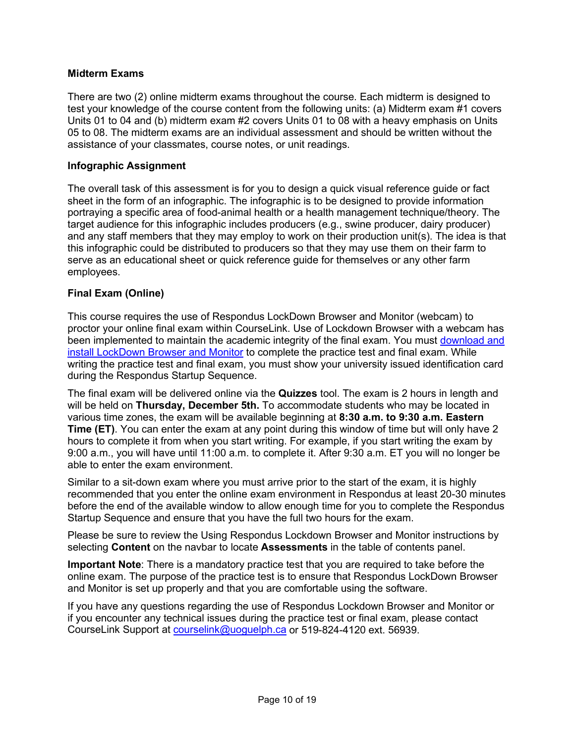**Midterm Exams**

There are two (2) online midterm exams throughout the course. Each midterm is designed to test your knowledge of the course content from the following units: (a) Midterm exam #1 covers Units 01 to 04 and (b) midterm exam #2 covers Units 01 to 08 with a heavy emphasis on Units 05 to 08. The midterm exams are an individual assessment and should be written without the assistance of your classmates, course notes, or unit readings.

**Infographic Assignment**

The overall task of this assessment is for you to design a quick visual reference guide or fact sheet in the form of an infographic. The infographic is to be designed to provide information portraying a specific area of food-animal health or a health management technique/theory. The target audience for this infographic includes producers (e.g., swine producer, dairy producer) and any staff members that they may employ to work on their production unit(s). The idea is that this infographic could be distributed to producers so that they may use them on their farm to serve as an educational sheet or quick reference guide for themselves or any other farm employees.

**Final Exam (Online)**

This course requires the use of Respondus LockDown Browser and Monitor (webcam) to proctor your online final exam within CourseLink. Use of Lockdown Browser with a webcam has been implemented to maintain the academic integrity of the final exam. You must download and install LockDown Browser and Monitor to complete the practice test and final exam. While writing the practice test and final exam, you must show your university issued identification card during the Respondus Startup Sequence.

The final exam will be delivered online via the **Quizzes** tool. The exam is 2 hours in length and will be held on **Thursday, December 5th.** To accommodate students who may be located in various time zones, the exam will be available beginning at **8:30 a.m. to 9:30 a.m. Eastern Time (ET)**. You can enter the exam at any point during this window of time but will only have 2 hours to complete it from when you start writing. For example, if you start writing the exam by 9:00 a.m., you will have until 11:00 a.m. to complete it. After 9:30 a.m. ET you will no longer be able to enter the exam environment.

Similar to a sit-down exam where you must arrive prior to the start of the exam, it is highly recommended that you enter the online exam environment in Respondus at least 20-30 minutes before the end of the available window to allow enough time for you to complete the Respondus Startup Sequence and ensure that you have the full two hours for the exam.

Please be sure to review the Using Respondus Lockdown Browser and Monitor instructions by selecting **Content** on the navbar to locate **Assessments** in the table of contents panel.

**Important Note**: There is a mandatory practice test that you are required to take before the online exam. The purpose of the practice test is to ensure that Respondus LockDown Browser and Monitor is set up properly and that you are comfortable using the software.

If you have any questions regarding the use of Respondus Lockdown Browser and Monitor or if you encounter any technical issues during the practice test or final exam, please contact CourseLink Support at courselink@uoguelph.ca or 519-824-4120 ext. 56939.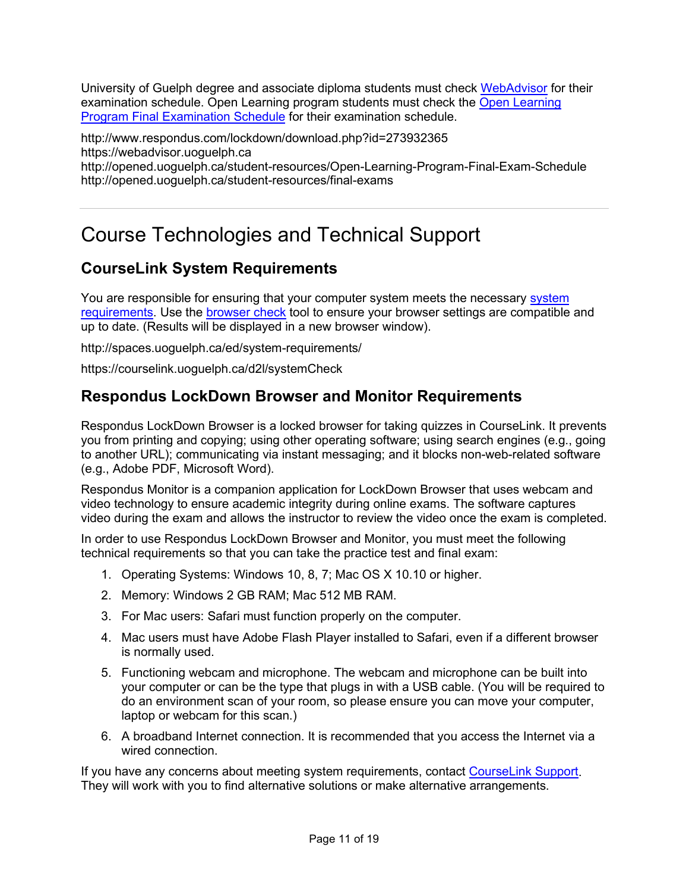University of Guelph degree and associate diploma students must check WebAdvisor for their examination schedule. Open Learning program students must check the Open Learning Program Final Examination Schedule for their examination schedule.

http://www.respondus.com/lockdown/download.php?id=273932365
https://webadvisor.uoguelph.ca
http://opened.uoguelph.ca/student-resources/Open-Learning-Program-Final-Exam-Schedule
http://opened.uoguelph.ca/student-resources/final-exams

---

# Course Technologies and Technical Support

## CourseLink System Requirements

You are responsible for ensuring that your computer system meets the necessary system requirements. Use the browser check tool to ensure your browser settings are compatible and up to date. (Results will be displayed in a new browser window).

http://spaces.uoguelph.ca/ed/system-requirements/

https://courselink.uoguelph.ca/d2l/systemCheck

## Respondus LockDown Browser and Monitor Requirements

Respondus LockDown Browser is a locked browser for taking quizzes in CourseLink. It prevents you from printing and copying; using other operating software; using search engines (e.g., going to another URL); communicating via instant messaging; and it blocks non-web-related software (e.g., Adobe PDF, Microsoft Word).

Respondus Monitor is a companion application for LockDown Browser that uses webcam and video technology to ensure academic integrity during online exams. The software captures video during the exam and allows the instructor to review the video once the exam is completed.

In order to use Respondus LockDown Browser and Monitor, you must meet the following technical requirements so that you can take the practice test and final exam:

1. Operating Systems: Windows 10, 8, 7; Mac OS X 10.10 or higher.
2. Memory: Windows 2 GB RAM; Mac 512 MB RAM.
3. For Mac users: Safari must function properly on the computer.
4. Mac users must have Adobe Flash Player installed to Safari, even if a different browser is normally used.
5. Functioning webcam and microphone. The webcam and microphone can be built into your computer or can be the type that plugs in with a USB cable. (You will be required to do an environment scan of your room, so please ensure you can move your computer, laptop or webcam for this scan.)
6. A broadband Internet connection. It is recommended that you access the Internet via a wired connection.

If you have any concerns about meeting system requirements, contact CourseLink Support. They will work with you to find alternative solutions or make alternative arrangements.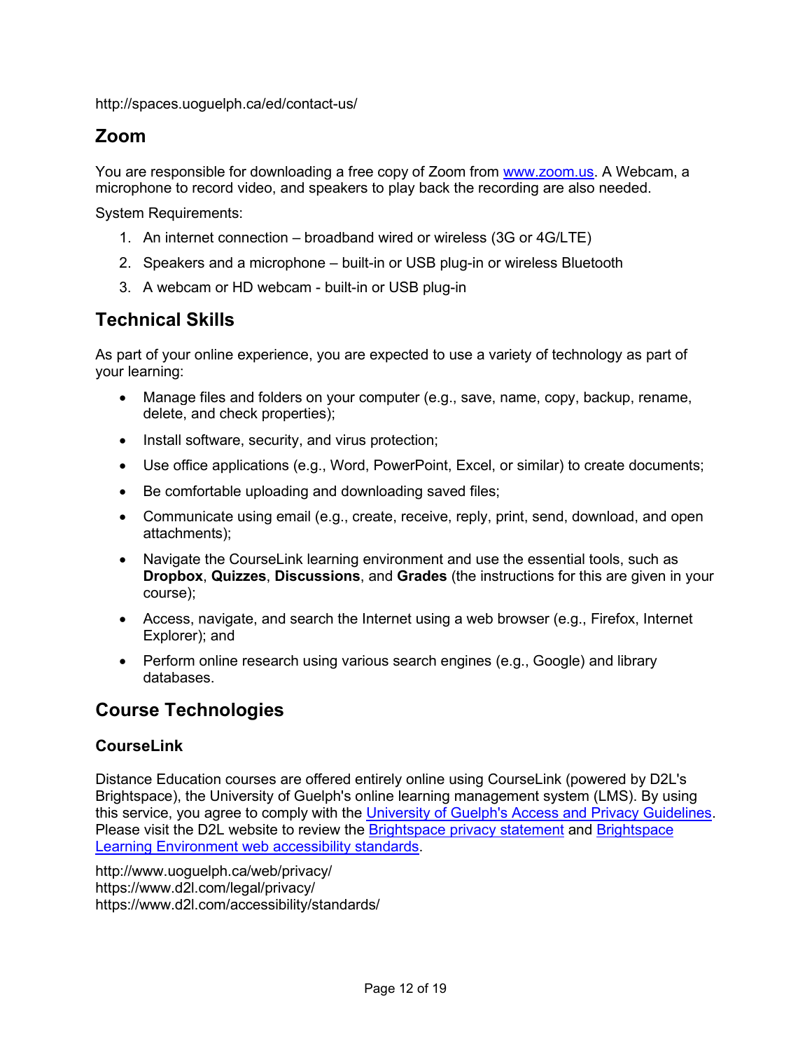http://spaces.uoguelph.ca/ed/contact-us/

## Zoom

You are responsible for downloading a free copy of Zoom from [www.zoom.us](www.zoom.us). A Webcam, a microphone to record video, and speakers to play back the recording are also needed.

System Requirements:

1. An internet connection – broadband wired or wireless (3G or 4G/LTE)
2. Speakers and a microphone – built-in or USB plug-in or wireless Bluetooth
3. A webcam or HD webcam - built-in or USB plug-in

## Technical Skills

As part of your online experience, you are expected to use a variety of technology as part of your learning:

- Manage files and folders on your computer (e.g., save, name, copy, backup, rename, delete, and check properties);
- Install software, security, and virus protection;
- Use office applications (e.g., Word, PowerPoint, Excel, or similar) to create documents;
- Be comfortable uploading and downloading saved files;
- Communicate using email (e.g., create, receive, reply, print, send, download, and open attachments);
- Navigate the CourseLink learning environment and use the essential tools, such as **Dropbox**, **Quizzes**, **Discussions**, and **Grades** (the instructions for this are given in your course);
- Access, navigate, and search the Internet using a web browser (e.g., Firefox, Internet Explorer); and
- Perform online research using various search engines (e.g., Google) and library databases.

## Course Technologies

### CourseLink

Distance Education courses are offered entirely online using CourseLink (powered by D2L's Brightspace), the University of Guelph's online learning management system (LMS). By using this service, you agree to comply with the University of Guelph's Access and Privacy Guidelines. Please visit the D2L website to review the Brightspace privacy statement and Brightspace Learning Environment web accessibility standards.

http://www.uoguelph.ca/web/privacy/
https://www.d2l.com/legal/privacy/
https://www.d2l.com/accessibility/standards/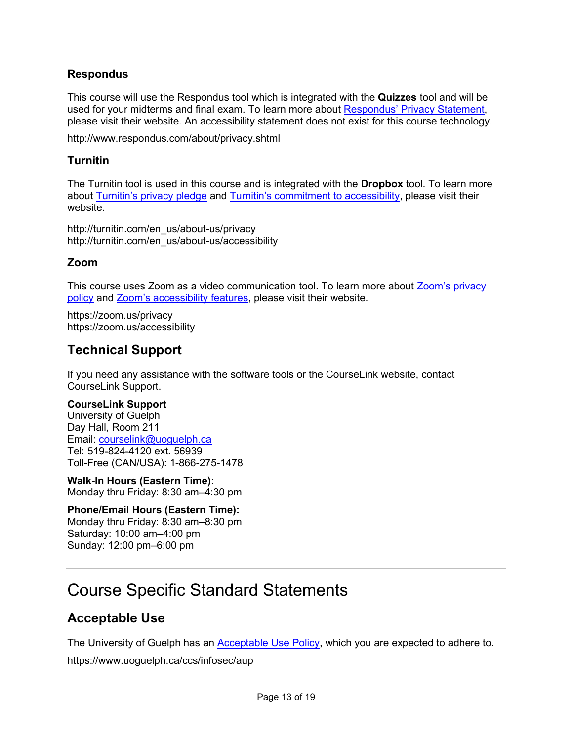### Respondus

This course will use the Respondus tool which is integrated with the **Quizzes** tool and will be used for your midterms and final exam. To learn more about Respondus' Privacy Statement, please visit their website. An accessibility statement does not exist for this course technology.

http://www.respondus.com/about/privacy.shtml

### Turnitin

The Turnitin tool is used in this course and is integrated with the **Dropbox** tool. To learn more about Turnitin's privacy pledge and Turnitin's commitment to accessibility, please visit their website.

http://turnitin.com/en_us/about-us/privacy
http://turnitin.com/en_us/about-us/accessibility

### Zoom

This course uses Zoom as a video communication tool. To learn more about Zoom's privacy policy and Zoom's accessibility features, please visit their website.

https://zoom.us/privacy
https://zoom.us/accessibility

## Technical Support

If you need any assistance with the software tools or the CourseLink website, contact CourseLink Support.

**CourseLink Support**
University of Guelph
Day Hall, Room 211
Email: courselink@uoguelph.ca
Tel: 519-824-4120 ext. 56939
Toll-Free (CAN/USA): 1-866-275-1478

**Walk-In Hours (Eastern Time):**
Monday thru Friday: 8:30 am–4:30 pm

**Phone/Email Hours (Eastern Time):**
Monday thru Friday: 8:30 am–8:30 pm
Saturday: 10:00 am–4:00 pm
Sunday: 12:00 pm–6:00 pm

---

# Course Specific Standard Statements

## Acceptable Use

The University of Guelph has an Acceptable Use Policy, which you are expected to adhere to.

https://www.uoguelph.ca/ccs/infosec/aup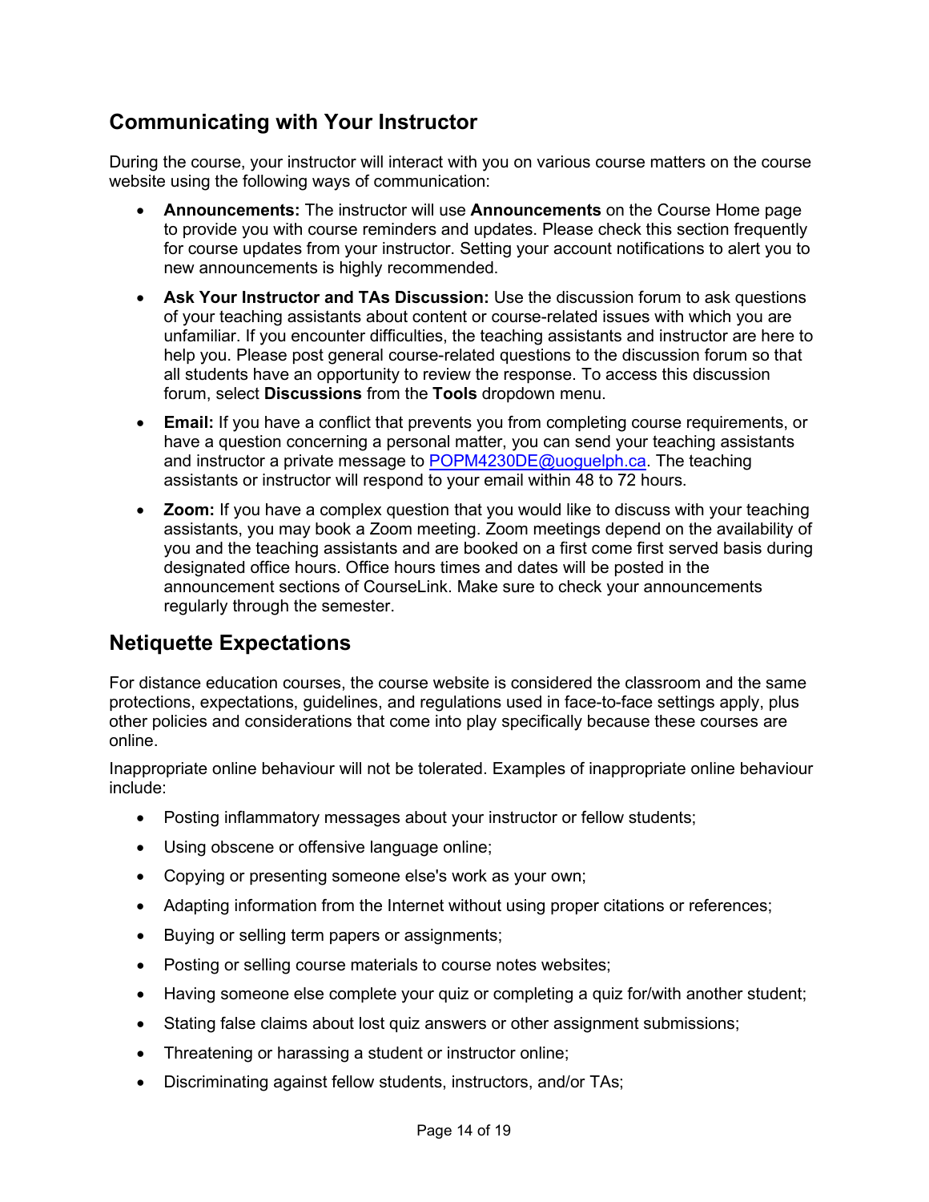## Communicating with Your Instructor

During the course, your instructor will interact with you on various course matters on the course website using the following ways of communication:

- **Announcements:** The instructor will use **Announcements** on the Course Home page to provide you with course reminders and updates. Please check this section frequently for course updates from your instructor. Setting your account notifications to alert you to new announcements is highly recommended.
- **Ask Your Instructor and TAs Discussion:** Use the discussion forum to ask questions of your teaching assistants about content or course-related issues with which you are unfamiliar. If you encounter difficulties, the teaching assistants and instructor are here to help you. Please post general course-related questions to the discussion forum so that all students have an opportunity to review the response. To access this discussion forum, select **Discussions** from the **Tools** dropdown menu.
- **Email:** If you have a conflict that prevents you from completing course requirements, or have a question concerning a personal matter, you can send your teaching assistants and instructor a private message to POPM4230DE@uoguelph.ca. The teaching assistants or instructor will respond to your email within 48 to 72 hours.
- **Zoom:** If you have a complex question that you would like to discuss with your teaching assistants, you may book a Zoom meeting. Zoom meetings depend on the availability of you and the teaching assistants and are booked on a first come first served basis during designated office hours. Office hours times and dates will be posted in the announcement sections of CourseLink. Make sure to check your announcements regularly through the semester.

## Netiquette Expectations

For distance education courses, the course website is considered the classroom and the same protections, expectations, guidelines, and regulations used in face-to-face settings apply, plus other policies and considerations that come into play specifically because these courses are online.

Inappropriate online behaviour will not be tolerated. Examples of inappropriate online behaviour include:

- Posting inflammatory messages about your instructor or fellow students;
- Using obscene or offensive language online;
- Copying or presenting someone else's work as your own;
- Adapting information from the Internet without using proper citations or references;
- Buying or selling term papers or assignments;
- Posting or selling course materials to course notes websites;
- Having someone else complete your quiz or completing a quiz for/with another student;
- Stating false claims about lost quiz answers or other assignment submissions;
- Threatening or harassing a student or instructor online;
- Discriminating against fellow students, instructors, and/or TAs;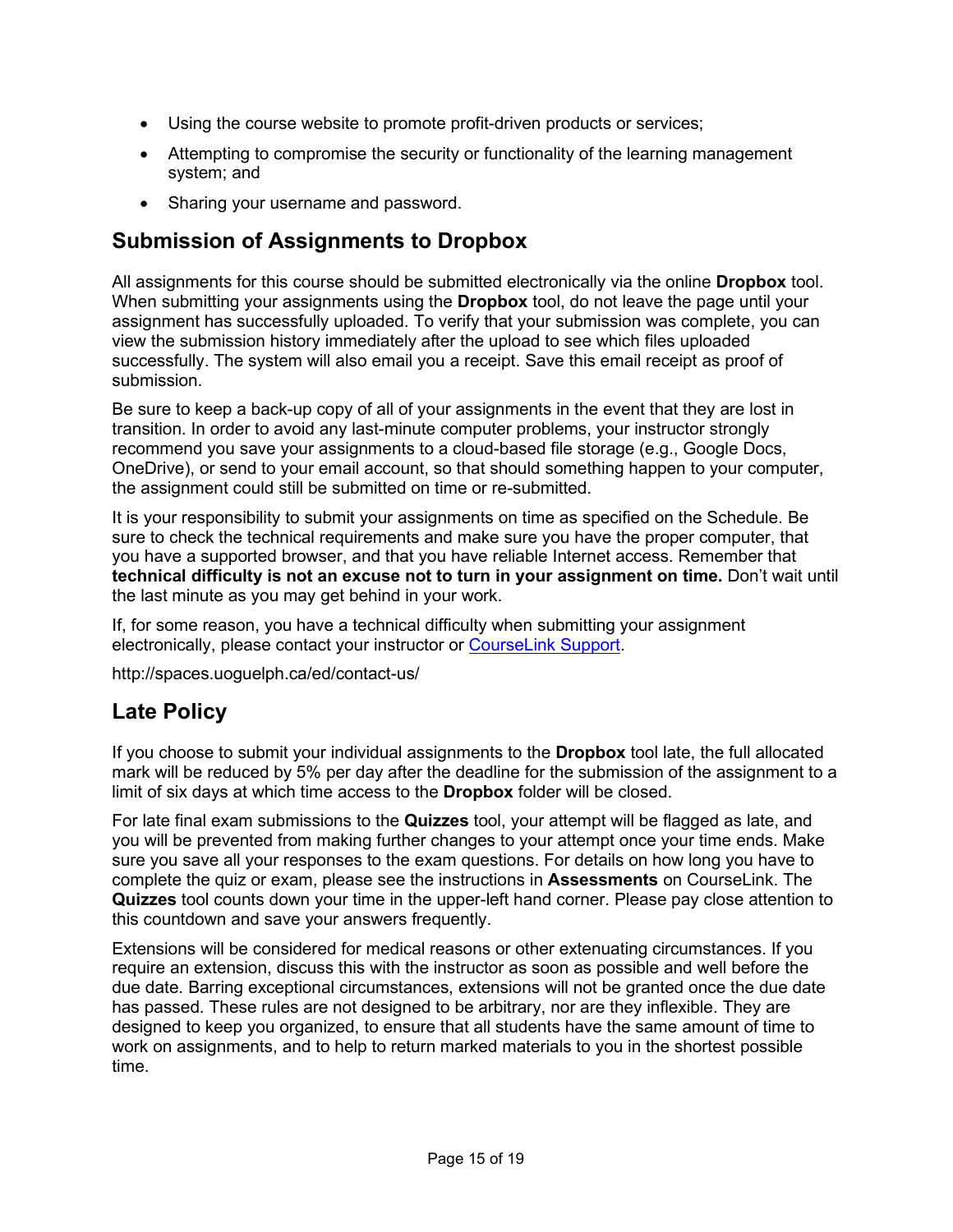- Using the course website to promote profit-driven products or services;
- Attempting to compromise the security or functionality of the learning management system; and
- Sharing your username and password.

## Submission of Assignments to Dropbox

All assignments for this course should be submitted electronically via the online **Dropbox** tool. When submitting your assignments using the **Dropbox** tool, do not leave the page until your assignment has successfully uploaded. To verify that your submission was complete, you can view the submission history immediately after the upload to see which files uploaded successfully. The system will also email you a receipt. Save this email receipt as proof of submission.

Be sure to keep a back-up copy of all of your assignments in the event that they are lost in transition. In order to avoid any last-minute computer problems, your instructor strongly recommend you save your assignments to a cloud-based file storage (e.g., Google Docs, OneDrive), or send to your email account, so that should something happen to your computer, the assignment could still be submitted on time or re-submitted.

It is your responsibility to submit your assignments on time as specified on the Schedule. Be sure to check the technical requirements and make sure you have the proper computer, that you have a supported browser, and that you have reliable Internet access. Remember that **technical difficulty is not an excuse not to turn in your assignment on time.** Don't wait until the last minute as you may get behind in your work.

If, for some reason, you have a technical difficulty when submitting your assignment electronically, please contact your instructor or [CourseLink Support](http://spaces.uoguelph.ca/ed/contact-us/).

http://spaces.uoguelph.ca/ed/contact-us/

## Late Policy

If you choose to submit your individual assignments to the **Dropbox** tool late, the full allocated mark will be reduced by 5% per day after the deadline for the submission of the assignment to a limit of six days at which time access to the **Dropbox** folder will be closed.

For late final exam submissions to the **Quizzes** tool, your attempt will be flagged as late, and you will be prevented from making further changes to your attempt once your time ends. Make sure you save all your responses to the exam questions. For details on how long you have to complete the quiz or exam, please see the instructions in **Assessments** on CourseLink. The **Quizzes** tool counts down your time in the upper-left hand corner. Please pay close attention to this countdown and save your answers frequently.

Extensions will be considered for medical reasons or other extenuating circumstances. If you require an extension, discuss this with the instructor as soon as possible and well before the due date. Barring exceptional circumstances, extensions will not be granted once the due date has passed. These rules are not designed to be arbitrary, nor are they inflexible. They are designed to keep you organized, to ensure that all students have the same amount of time to work on assignments, and to help to return marked materials to you in the shortest possible time.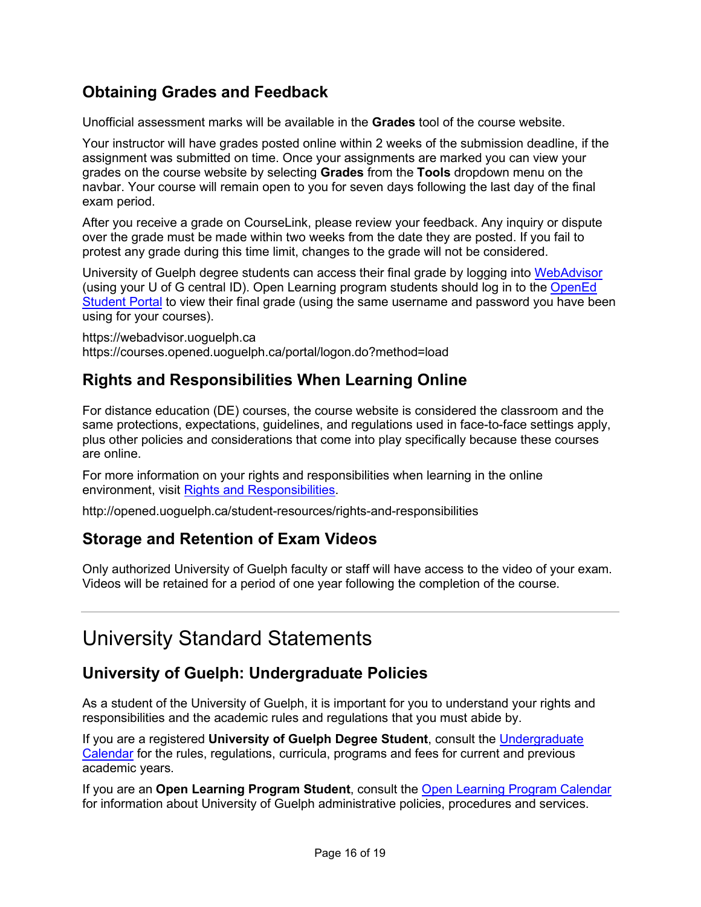## Obtaining Grades and Feedback

Unofficial assessment marks will be available in the **Grades** tool of the course website.

Your instructor will have grades posted online within 2 weeks of the submission deadline, if the assignment was submitted on time. Once your assignments are marked you can view your grades on the course website by selecting **Grades** from the **Tools** dropdown menu on the navbar. Your course will remain open to you for seven days following the last day of the final exam period.

After you receive a grade on CourseLink, please review your feedback. Any inquiry or dispute over the grade must be made within two weeks from the date they are posted. If you fail to protest any grade during this time limit, changes to the grade will not be considered.

University of Guelph degree students can access their final grade by logging into WebAdvisor (using your U of G central ID). Open Learning program students should log in to the OpenEd Student Portal to view their final grade (using the same username and password you have been using for your courses).

https://webadvisor.uoguelph.ca
https://courses.opened.uoguelph.ca/portal/logon.do?method=load

## Rights and Responsibilities When Learning Online

For distance education (DE) courses, the course website is considered the classroom and the same protections, expectations, guidelines, and regulations used in face-to-face settings apply, plus other policies and considerations that come into play specifically because these courses are online.

For more information on your rights and responsibilities when learning in the online environment, visit Rights and Responsibilities.

http://opened.uoguelph.ca/student-resources/rights-and-responsibilities

## Storage and Retention of Exam Videos

Only authorized University of Guelph faculty or staff will have access to the video of your exam. Videos will be retained for a period of one year following the completion of the course.

---

# University Standard Statements

## University of Guelph: Undergraduate Policies

As a student of the University of Guelph, it is important for you to understand your rights and responsibilities and the academic rules and regulations that you must abide by.

If you are a registered **University of Guelph Degree Student**, consult the Undergraduate Calendar for the rules, regulations, curricula, programs and fees for current and previous academic years.

If you are an **Open Learning Program Student**, consult the Open Learning Program Calendar for information about University of Guelph administrative policies, procedures and services.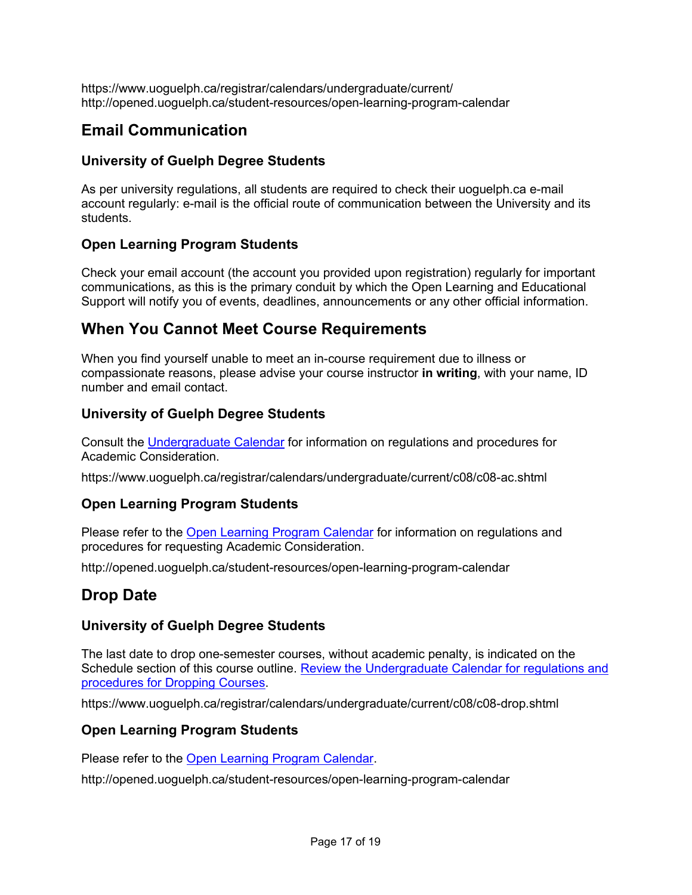https://www.uoguelph.ca/registrar/calendars/undergraduate/current/
http://opened.uoguelph.ca/student-resources/open-learning-program-calendar

## Email Communication

### University of Guelph Degree Students

As per university regulations, all students are required to check their uoguelph.ca e-mail account regularly: e-mail is the official route of communication between the University and its students.

### Open Learning Program Students

Check your email account (the account you provided upon registration) regularly for important communications, as this is the primary conduit by which the Open Learning and Educational Support will notify you of events, deadlines, announcements or any other official information.

## When You Cannot Meet Course Requirements

When you find yourself unable to meet an in-course requirement due to illness or compassionate reasons, please advise your course instructor **in writing**, with your name, ID number and email contact.

### University of Guelph Degree Students

Consult the Undergraduate Calendar for information on regulations and procedures for Academic Consideration.

https://www.uoguelph.ca/registrar/calendars/undergraduate/current/c08/c08-ac.shtml

### Open Learning Program Students

Please refer to the Open Learning Program Calendar for information on regulations and procedures for requesting Academic Consideration.

http://opened.uoguelph.ca/student-resources/open-learning-program-calendar

## Drop Date

### University of Guelph Degree Students

The last date to drop one-semester courses, without academic penalty, is indicated on the Schedule section of this course outline. Review the Undergraduate Calendar for regulations and procedures for Dropping Courses.

https://www.uoguelph.ca/registrar/calendars/undergraduate/current/c08/c08-drop.shtml

### Open Learning Program Students

Please refer to the Open Learning Program Calendar.

http://opened.uoguelph.ca/student-resources/open-learning-program-calendar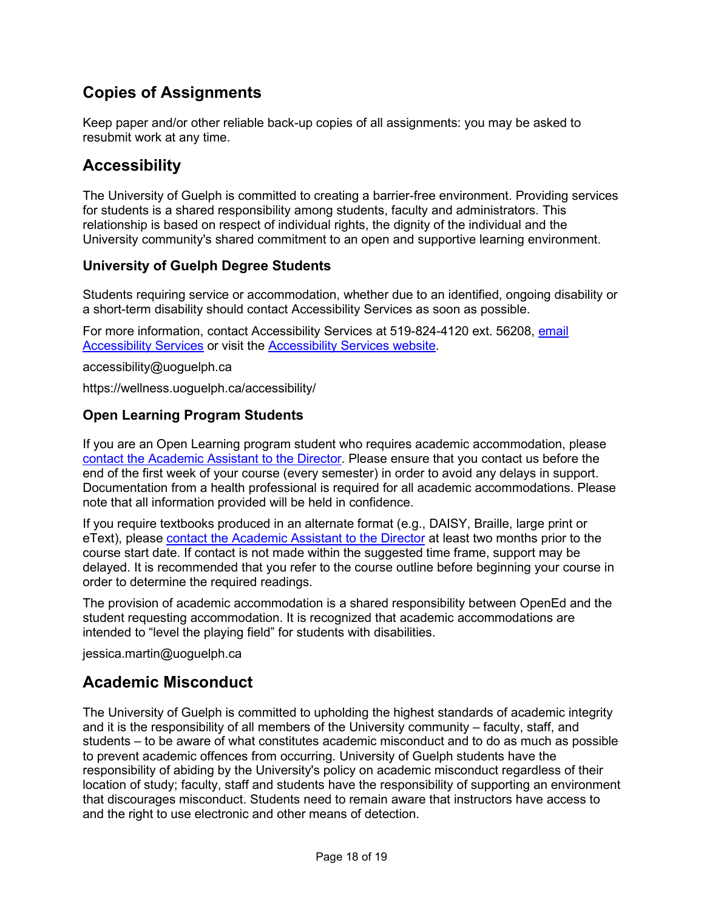## Copies of Assignments

Keep paper and/or other reliable back-up copies of all assignments: you may be asked to resubmit work at any time.

## Accessibility

The University of Guelph is committed to creating a barrier-free environment. Providing services for students is a shared responsibility among students, faculty and administrators. This relationship is based on respect of individual rights, the dignity of the individual and the University community's shared commitment to an open and supportive learning environment.

### University of Guelph Degree Students

Students requiring service or accommodation, whether due to an identified, ongoing disability or a short-term disability should contact Accessibility Services as soon as possible.

For more information, contact Accessibility Services at 519-824-4120 ext. 56208, email Accessibility Services or visit the Accessibility Services website.

accessibility@uoguelph.ca

https://wellness.uoguelph.ca/accessibility/

### Open Learning Program Students

If you are an Open Learning program student who requires academic accommodation, please contact the Academic Assistant to the Director. Please ensure that you contact us before the end of the first week of your course (every semester) in order to avoid any delays in support. Documentation from a health professional is required for all academic accommodations. Please note that all information provided will be held in confidence.

If you require textbooks produced in an alternate format (e.g., DAISY, Braille, large print or eText), please contact the Academic Assistant to the Director at least two months prior to the course start date. If contact is not made within the suggested time frame, support may be delayed. It is recommended that you refer to the course outline before beginning your course in order to determine the required readings.

The provision of academic accommodation is a shared responsibility between OpenEd and the student requesting accommodation. It is recognized that academic accommodations are intended to "level the playing field" for students with disabilities.

jessica.martin@uoguelph.ca

## Academic Misconduct

The University of Guelph is committed to upholding the highest standards of academic integrity and it is the responsibility of all members of the University community – faculty, staff, and students – to be aware of what constitutes academic misconduct and to do as much as possible to prevent academic offences from occurring. University of Guelph students have the responsibility of abiding by the University's policy on academic misconduct regardless of their location of study; faculty, staff and students have the responsibility of supporting an environment that discourages misconduct. Students need to remain aware that instructors have access to and the right to use electronic and other means of detection.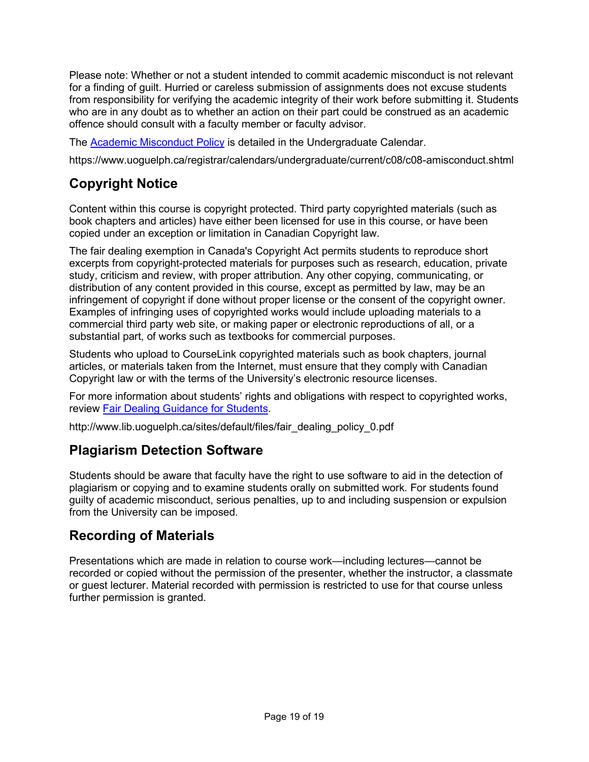Please note: Whether or not a student intended to commit academic misconduct is not relevant for a finding of guilt. Hurried or careless submission of assignments does not excuse students from responsibility for verifying the academic integrity of their work before submitting it. Students who are in any doubt as to whether an action on their part could be construed as an academic offence should consult with a faculty member or faculty advisor.

The [Academic Misconduct Policy](https://www.uoguelph.ca/registrar/calendars/undergraduate/current/c08/c08-amisconduct.shtml) is detailed in the Undergraduate Calendar.

https://www.uoguelph.ca/registrar/calendars/undergraduate/current/c08/c08-amisconduct.shtml

## Copyright Notice

Content within this course is copyright protected. Third party copyrighted materials (such as book chapters and articles) have either been licensed for use in this course, or have been copied under an exception or limitation in Canadian Copyright law.

The fair dealing exemption in Canada's Copyright Act permits students to reproduce short excerpts from copyright-protected materials for purposes such as research, education, private study, criticism and review, with proper attribution. Any other copying, communicating, or distribution of any content provided in this course, except as permitted by law, may be an infringement of copyright if done without proper license or the consent of the copyright owner. Examples of infringing uses of copyrighted works would include uploading materials to a commercial third party web site, or making paper or electronic reproductions of all, or a substantial part, of works such as textbooks for commercial purposes.

Students who upload to CourseLink copyrighted materials such as book chapters, journal articles, or materials taken from the Internet, must ensure that they comply with Canadian Copyright law or with the terms of the University's electronic resource licenses.

For more information about students' rights and obligations with respect to copyrighted works, review [Fair Dealing Guidance for Students](http://www.lib.uoguelph.ca/sites/default/files/fair_dealing_policy_0.pdf).

http://www.lib.uoguelph.ca/sites/default/files/fair_dealing_policy_0.pdf

## Plagiarism Detection Software

Students should be aware that faculty have the right to use software to aid in the detection of plagiarism or copying and to examine students orally on submitted work. For students found guilty of academic misconduct, serious penalties, up to and including suspension or expulsion from the University can be imposed.

## Recording of Materials

Presentations which are made in relation to course work—including lectures—cannot be recorded or copied without the permission of the presenter, whether the instructor, a classmate or guest lecturer. Material recorded with permission is restricted to use for that course unless further permission is granted.